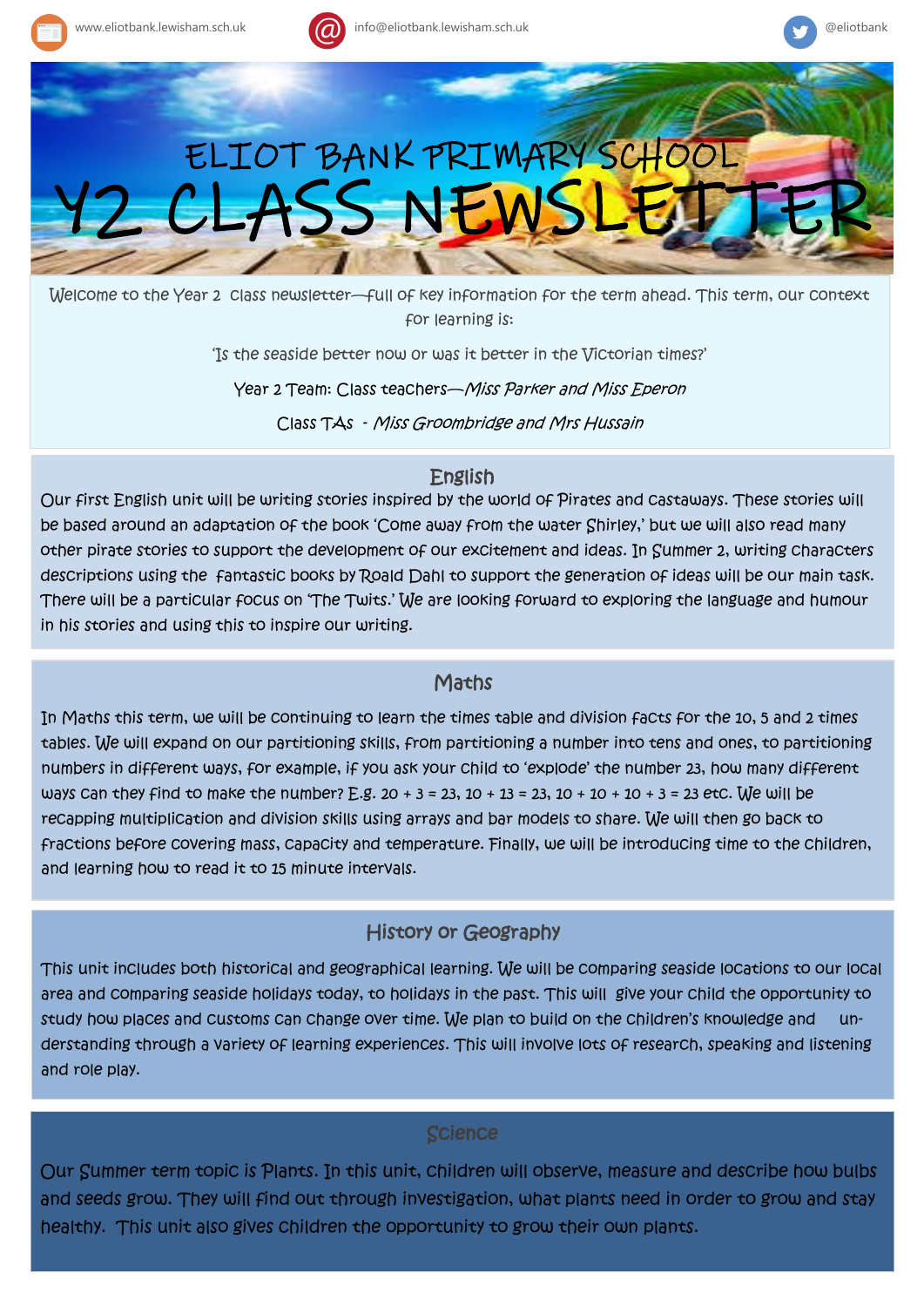www.eliotbank.lewisham.sch.uk | info@eliotbank.lewisham.sch.uk | @eliotbank

# ELIOT BANK PRIMARY SCHOOL

# Y2 CLASS NEWSLETTER

Welcome to the Year 2 class newsletter—full of key information for the term ahead. This term, our context for learning is:

'Is the seaside better now or was it better in the Victorian times?'

Year 2 Team: Class teachers—*Miss Parker and Miss Eperon*

Class TAs - *Miss Groombridge and Mrs Hussain*

## English

Our first English unit will be writing stories inspired by the world of Pirates and castaways. These stories will be based around an adaptation of the book 'Come away from the water Shirley,' but we will also read many other pirate stories to support the development of our excitement and ideas. In Summer 2, writing characters descriptions using the fantastic books by Roald Dahl to support the generation of ideas will be our main task. There will be a particular focus on 'The Twits.' We are looking forward to exploring the language and humour in his stories and using this to inspire our writing.

## Maths

In Maths this term, we will be continuing to learn the times table and division facts for the 10, 5 and 2 times tables. We will expand on our partitioning skills, from partitioning a number into tens and ones, to partitioning numbers in different ways, for example, if you ask your child to 'explode' the number 23, how many different ways can they find to make the number? E.g. 20 + 3 = 23, 10 + 13 = 23, 10 + 10 + 3 = 23 etc. We will be recapping multiplication and division skills using arrays and bar models to share. We will then go back to fractions before covering mass, capacity and temperature. Finally, we will be introducing time to the children, and learning how to read it to 15 minute intervals.

## History or Geography

This unit includes both historical and geographical learning. We will be comparing seaside locations to our local area and comparing seaside holidays today, to holidays in the past. This will give your child the opportunity to study how places and customs can change over time. We plan to build on the children's knowledge and understanding through a variety of learning experiences. This will involve lots of research, speaking and listening and role play.

## Science

Our Summer term topic is Plants. In this unit, children will observe, measure and describe how bulbs and seeds grow. They will find out through investigation, what plants need in order to grow and stay healthy. This unit also gives children the opportunity to grow their own plants.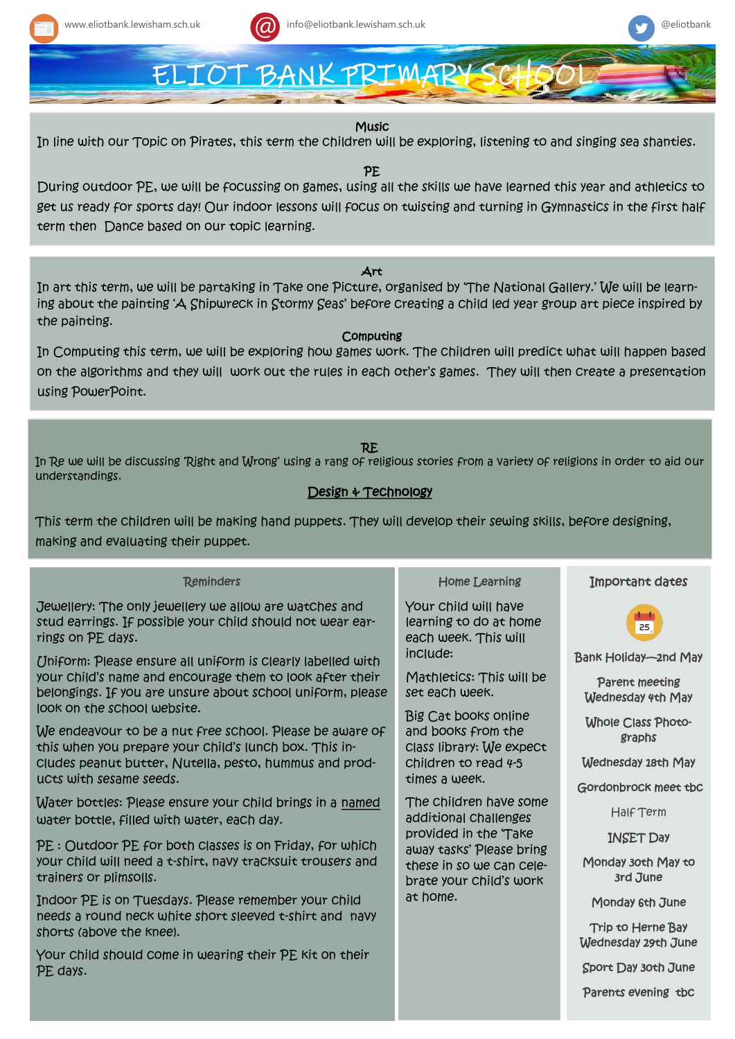www.eliotbank.lewisham.sch.uk info@eliotbank.lewisham.sch.uk @eliotbank

# ELIOT BANK PRIMARY SCHOOL

### Music

In line with our Topic on Pirates, this term the children will be exploring, listening to and singing sea shanties.

### PE

During outdoor PE, we will be focussing on games, using all the skills we have learned this year and athletics to get us ready for sports day! Our indoor lessons will focus on twisting and turning in Gymnastics in the first half term then Dance based on our topic learning.

### Art

In art this term, we will be partaking in Take one Picture, organised by 'The National Gallery.' We will be learning about the painting 'A Shipwreck in Stormy Seas' before creating a child led year group art piece inspired by the painting.

### Computing

In Computing this term, we will be exploring how games work. The children will predict what will happen based on the algorithms and they will work out the rules in each other's games. They will then create a presentation using PowerPoint.

### RE

In Re we will be discussing 'Right and Wrong' using a rang of religious stories from a variety of religions in order to aid our understandings.

### Design & Technology

This term the children will be making hand puppets. They will develop their sewing skills, before designing, making and evaluating their puppet.

### Reminders

Jewellery: The only jewellery we allow are watches and stud earrings. If possible your child should not wear earrings on PE days.

Uniform: Please ensure all uniform is clearly labelled with your child's name and encourage them to look after their belongings. If you are unsure about school uniform, please look on the school website.

We endeavour to be a nut free school. Please be aware of this when you prepare your child's lunch box. This includes peanut butter, Nutella, pesto, hummus and products with sesame seeds.

Water bottles: Please ensure your child brings in a named water bottle, filled with water, each day.

PE : Outdoor PE for both classes is on Friday, for which your child will need a t-shirt, navy tracksuit trousers and trainers or plimsolls.

Indoor PE is on Tuesdays. Please remember your child needs a round neck white short sleeved t-shirt and navy shorts (above the knee).

Your child should come in wearing their PE kit on their PE days.

### Home Learning

Your child will have learning to do at home each week. This will include:

Mathletics: This will be set each week.

Big Cat books online and books from the class library: We expect children to read 4-5 times a week.

The children have some additional challenges provided in the 'Take away tasks' Please bring these in so we can celebrate your child's work at home.

### Important dates

Bank Holiday—2nd May

Parent meeting Wednesday 4th May

Whole Class Photographs

Wednesday 18th May

Gordonbrock meet tbc

Half Term

INSET Day

Monday 30th May to 3rd June

Monday 6th June

Trip to Herne Bay Wednesday 29th June

Sport Day 30th June

Parents evening tbc